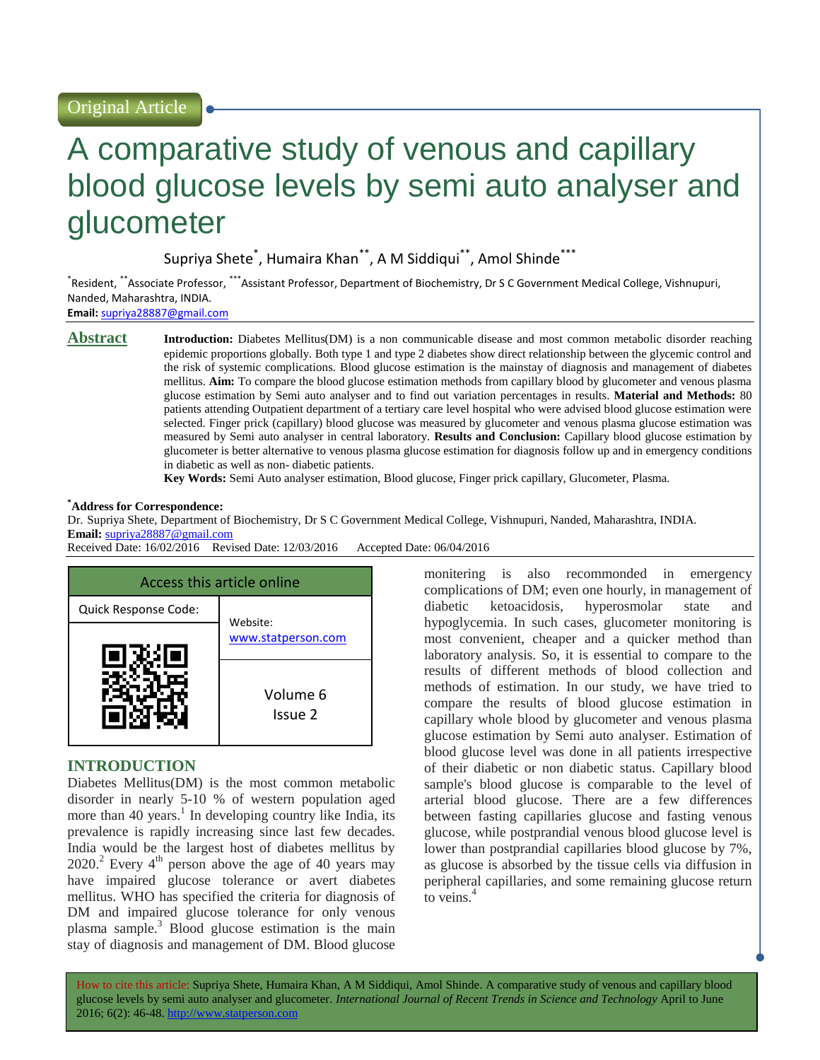Original Article

# A comparative study of venous and capillary blood glucose levels by semi auto analyser and glucometer

Supriya Shete[*], Humaira Khan[**], A M Siddiqui[**], Amol Shinde[***]

[*]Resident, [**]Associate Professor, [***]Assistant Professor, Department of Biochemistry, Dr S C Government Medical College, Vishnupuri, Nanded, Maharashtra, INDIA.

**Email:** supriya28887@gmail.com

## Abstract

**Introduction:** Diabetes Mellitus(DM) is a non communicable disease and most common metabolic disorder reaching epidemic proportions globally. Both type 1 and type 2 diabetes show direct relationship between the glycemic control and the risk of systemic complications. Blood glucose estimation is the mainstay of diagnosis and management of diabetes mellitus. **Aim:** To compare the blood glucose estimation methods from capillary blood by glucometer and venous plasma glucose estimation by Semi auto analyser and to find out variation percentages in results. **Material and Methods:** 80 patients attending Outpatient department of a tertiary care level hospital who were advised blood glucose estimation were selected. Finger prick (capillary) blood glucose was measured by glucometer and venous plasma glucose estimation was measured by Semi auto analyser in central laboratory. **Results and Conclusion:** Capillary blood glucose estimation by glucometer is better alternative to venous plasma glucose estimation for diagnosis follow up and in emergency conditions in diabetic as well as non- diabetic patients.

**Key Words:** Semi Auto analyser estimation, Blood glucose, Finger prick capillary, Glucometer, Plasma.

**[*]Address for Correspondence:**

Dr. Supriya Shete, Department of Biochemistry, Dr S C Government Medical College, Vishnupuri, Nanded, Maharashtra, INDIA.

**Email:** supriya28887@gmail.com

Received Date: 16/02/2016 Revised Date: 12/03/2016 Accepted Date: 06/04/2016

| Access this article online | |
|---|---|
| Quick Response Code: | Website: www.statperson.com |
| | Volume 6 Issue 2 |

## INTRODUCTION

Diabetes Mellitus(DM) is the most common metabolic disorder in nearly 5-10 % of western population aged more than 40 years.[1] In developing country like India, its prevalence is rapidly increasing since last few decades. India would be the largest host of diabetes mellitus by 2020.[2] Every 4th person above the age of 40 years may have impaired glucose tolerance or avert diabetes mellitus. WHO has specified the criteria for diagnosis of DM and impaired glucose tolerance for only venous plasma sample.[3] Blood glucose estimation is the main stay of diagnosis and management of DM. Blood glucose monitering is also recommended in emergency complications of DM; even one hourly, in management of diabetic ketoacidosis, hyperosmolar state and hypoglycemia. In such cases, glucometer monitoring is most convenient, cheaper and a quicker method than laboratory analysis. So, it is essential to compare to the results of different methods of blood collection and methods of estimation. In our study, we have tried to compare the results of blood glucose estimation in capillary whole blood by glucometer and venous plasma glucose estimation by Semi auto analyser. Estimation of blood glucose level was done in all patients irrespective of their diabetic or non diabetic status. Capillary blood sample's blood glucose is comparable to the level of arterial blood glucose. There are a few differences between fasting capillaries glucose and fasting venous glucose, while postprandial venous blood glucose level is lower than postprandial capillaries blood glucose by 7%, as glucose is absorbed by the tissue cells via diffusion in peripheral capillaries, and some remaining glucose return to veins.[4]

How to cite this article: Supriya Shete, Humaira Khan, A M Siddiqui, Amol Shinde. A comparative study of venous and capillary blood glucose levels by semi auto analyser and glucometer. *International Journal of Recent Trends in Science and Technology* April to June 2016; 6(2): 46-48. http://www.statperson.com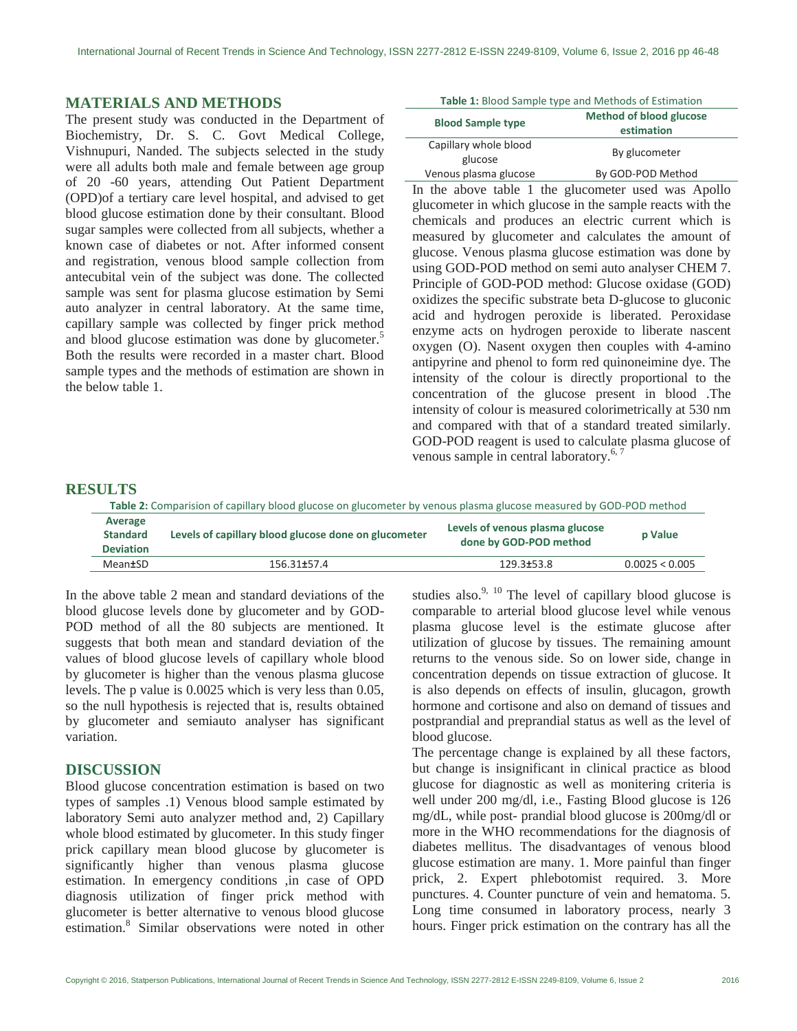## MATERIALS AND METHODS

The present study was conducted in the Department of Biochemistry, Dr. S. C. Govt Medical College, Vishnupuri, Nanded. The subjects selected in the study were all adults both male and female between age group of 20 -60 years, attending Out Patient Department (OPD)of a tertiary care level hospital, and advised to get blood glucose estimation done by their consultant. Blood sugar samples were collected from all subjects, whether a known case of diabetes or not. After informed consent and registration, venous blood sample collection from antecubital vein of the subject was done. The collected sample was sent for plasma glucose estimation by Semi auto analyzer in central laboratory. At the same time, capillary sample was collected by finger prick method and blood glucose estimation was done by glucometer.[5] Both the results were recorded in a master chart. Blood sample types and the methods of estimation are shown in the below table 1.

**Table 1:** Blood Sample type and Methods of Estimation

| Blood Sample type | Method of blood glucose estimation |
|---|---|
| Capillary whole blood glucose | By glucometer |
| Venous plasma glucose | By GOD-POD Method |

In the above table 1 the glucometer used was Apollo glucometer in which glucose in the sample reacts with the chemicals and produces an electric current which is measured by glucometer and calculates the amount of glucose. Venous plasma glucose estimation was done by using GOD-POD method on semi auto analyser CHEM 7. Principle of GOD-POD method: Glucose oxidase (GOD) oxidizes the specific substrate beta D-glucose to gluconic acid and hydrogen peroxide is liberated. Peroxidase enzyme acts on hydrogen peroxide to liberate nascent oxygen (O). Nasent oxygen then couples with 4-amino antipyrine and phenol to form red quinoneimine dye. The intensity of the colour is directly proportional to the concentration of the glucose present in blood .The intensity of colour is measured colorimetrically at 530 nm and compared with that of a standard treated similarly. GOD-POD reagent is used to calculate plasma glucose of venous sample in central laboratory.[6, 7]

## RESULTS

**Table 2:** Comparision of capillary blood glucose on glucometer by venous plasma glucose measured by GOD-POD method

| Average Standard Deviation | Levels of capillary blood glucose done on glucometer | Levels of venous plasma glucose done by GOD-POD method | p Value |
|---|---|---|---|
| Mean±SD | 156.31±57.4 | 129.3±53.8 | 0.0025 < 0.005 |

In the above table 2 mean and standard deviations of the blood glucose levels done by glucometer and by GOD-POD method of all the 80 subjects are mentioned. It suggests that both mean and standard deviation of the values of blood glucose levels of capillary whole blood by glucometer is higher than the venous plasma glucose levels. The p value is 0.0025 which is very less than 0.05, so the null hypothesis is rejected that is, results obtained by glucometer and semiauto analyser has significant variation.

## DISCUSSION

Blood glucose concentration estimation is based on two types of samples .1) Venous blood sample estimated by laboratory Semi auto analyzer method and, 2) Capillary whole blood estimated by glucometer. In this study finger prick capillary mean blood glucose by glucometer is significantly higher than venous plasma glucose estimation. In emergency conditions ,in case of OPD diagnosis utilization of finger prick method with glucometer is better alternative to venous blood glucose estimation.[8] Similar observations were noted in other studies also.[9, 10] The level of capillary blood glucose is comparable to arterial blood glucose level while venous plasma glucose level is the estimate glucose after utilization of glucose by tissues. The remaining amount returns to the venous side. So on lower side, change in concentration depends on tissue extraction of glucose. It is also depends on effects of insulin, glucagon, growth hormone and cortisone and also on demand of tissues and postprandial and preprandial status as well as the level of blood glucose.

The percentage change is explained by all these factors, but change is insignificant in clinical practice as blood glucose for diagnostic as well as monitering criteria is well under 200 mg/dl, i.e., Fasting Blood glucose is 126 mg/dL, while post- prandial blood glucose is 200mg/dl or more in the WHO recommendations for the diagnosis of diabetes mellitus. The disadvantages of venous blood glucose estimation are many. 1. More painful than finger prick, 2. Expert phlebotomist required. 3. More punctures. 4. Counter puncture of vein and hematoma. 5. Long time consumed in laboratory process, nearly 3 hours. Finger prick estimation on the contrary has all the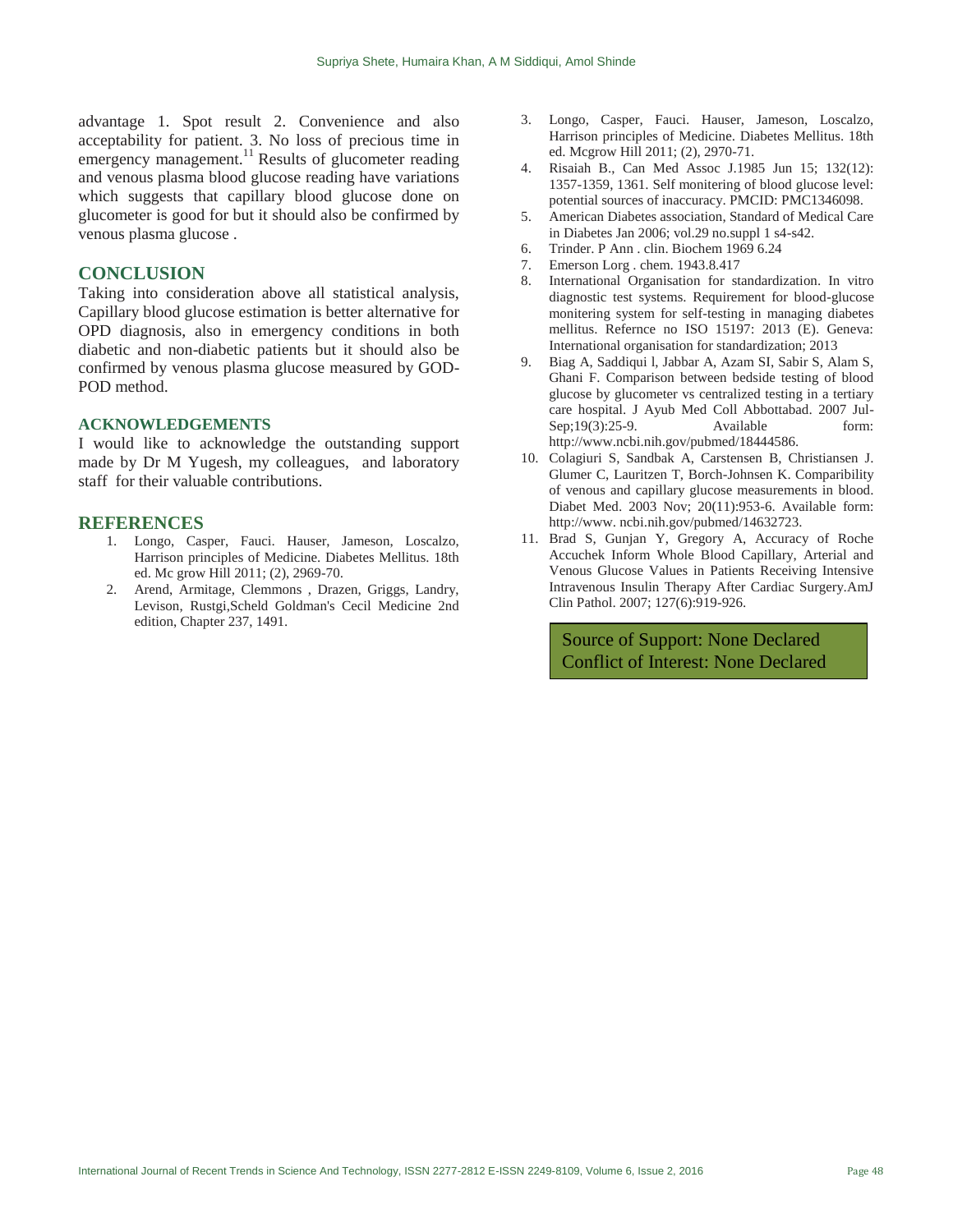advantage 1. Spot result 2. Convenience and also acceptability for patient. 3. No loss of precious time in emergency management.[11] Results of glucometer reading and venous plasma blood glucose reading have variations which suggests that capillary blood glucose done on glucometer is good for but it should also be confirmed by venous plasma glucose .

## CONCLUSION

Taking into consideration above all statistical analysis, Capillary blood glucose estimation is better alternative for OPD diagnosis, also in emergency conditions in both diabetic and non-diabetic patients but it should also be confirmed by venous plasma glucose measured by GOD-POD method.

### ACKNOWLEDGEMENTS

I would like to acknowledge the outstanding support made by Dr M Yugesh, my colleagues, and laboratory staff for their valuable contributions.

## REFERENCES

1. Longo, Casper, Fauci. Hauser, Jameson, Loscalzo, Harrison principles of Medicine. Diabetes Mellitus. 18th ed. Mc grow Hill 2011; (2), 2969-70.
2. Arend, Armitage, Clemmons , Drazen, Griggs, Landry, Levison, Rustgi,Scheld Goldman's Cecil Medicine 2nd edition, Chapter 237, 1491.
3. Longo, Casper, Fauci. Hauser, Jameson, Loscalzo, Harrison principles of Medicine. Diabetes Mellitus. 18th ed. Mcgrow Hill 2011; (2), 2970-71.
4. Risaiah B., Can Med Assoc J.1985 Jun 15; 132(12): 1357-1359, 1361. Self monitering of blood glucose level: potential sources of inaccuracy. PMCID: PMC1346098.
5. American Diabetes association, Standard of Medical Care in Diabetes Jan 2006; vol.29 no.suppl 1 s4-s42.
6. Trinder. P Ann . clin. Biochem 1969 6.24
7. Emerson Lorg . chem. 1943.8.417
8. International Organisation for standardization. In vitro diagnostic test systems. Requirement for blood-glucose monitering system for self-testing in managing diabetes mellitus. Refernce no ISO 15197: 2013 (E). Geneva: International organisation for standardization; 2013
9. Biag A, Saddiqui l, Jabbar A, Azam SI, Sabir S, Alam S, Ghani F. Comparison between bedside testing of blood glucose by glucometer vs centralized testing in a tertiary care hospital. J Ayub Med Coll Abbottabad. 2007 Jul-Sep;19(3):25-9. Available form: http://www.ncbi.nih.gov/pubmed/18444586.
10. Colagiuri S, Sandbak A, Carstensen B, Christiansen J. Glumer C, Lauritzen T, Borch-Johnsen K. Comparibility of venous and capillary glucose measurements in blood. Diabet Med. 2003 Nov; 20(11):953-6. Available form: http://www. ncbi.nih.gov/pubmed/14632723.
11. Brad S, Gunjan Y, Gregory A, Accuracy of Roche Accuchek Inform Whole Blood Capillary, Arterial and Venous Glucose Values in Patients Receiving Intensive Intravenous Insulin Therapy After Cardiac Surgery.AmJ Clin Pathol. 2007; 127(6):919-926.

Source of Support: None Declared
Conflict of Interest: None Declared